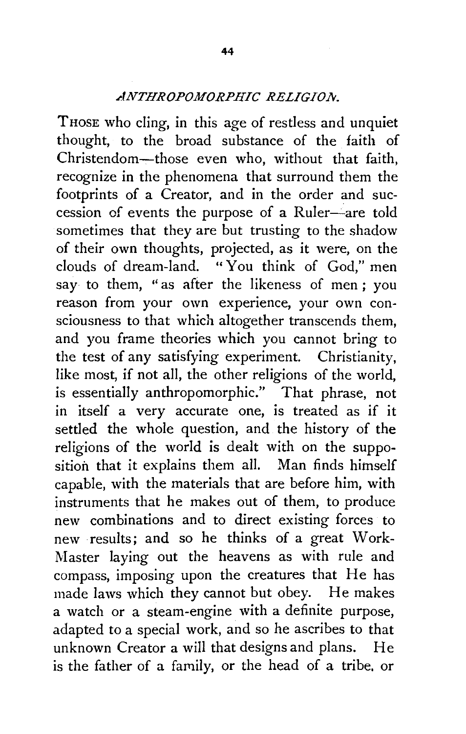## *ANTHROPOMORPHIC RELIGION.*

THOSE who cling, in this age of restless and unquiet thought, to the broad substance of the faith of Christendom—those even who, without that faith, recognize in the phenomena that surround them the footprints of a Creator, and in the order and succession of events the purpose of a Ruler—are told sometimes that they are but trusting to the shadow of their own thoughts, projected, as it were, on the clouds of dream-land. "You think of God," men say to them, "as after the likeness of men; you reason from your own experience, your own consciousness to that which altogether transcends them, and you frame theories which you cannot bring to the test of any satisfying experiment. Christianity, like most, if not all, the other religions of the world, is essentially anthropomorphic." That phrase, not in itself a very accurate one, is treated as if it settled the whole question, and the history of the religions of the world is dealt with on the supposition that it explains them all. Man finds himself capable, with the materials that are before him, with instruments that he makes out of them, to produce new combinations and to direct existing forces to new results; and so he thinks of a great Work-Master laying out the heavens as with rule and compass, imposing upon the creatures that He has made laws which they cannot but obey. He makes a watch or a steam-engine with a definite purpose, adapted to a special work, and so he ascribes to that unknown Creator a will that designs and plans. He is the father of a family, or the head of a tribe, or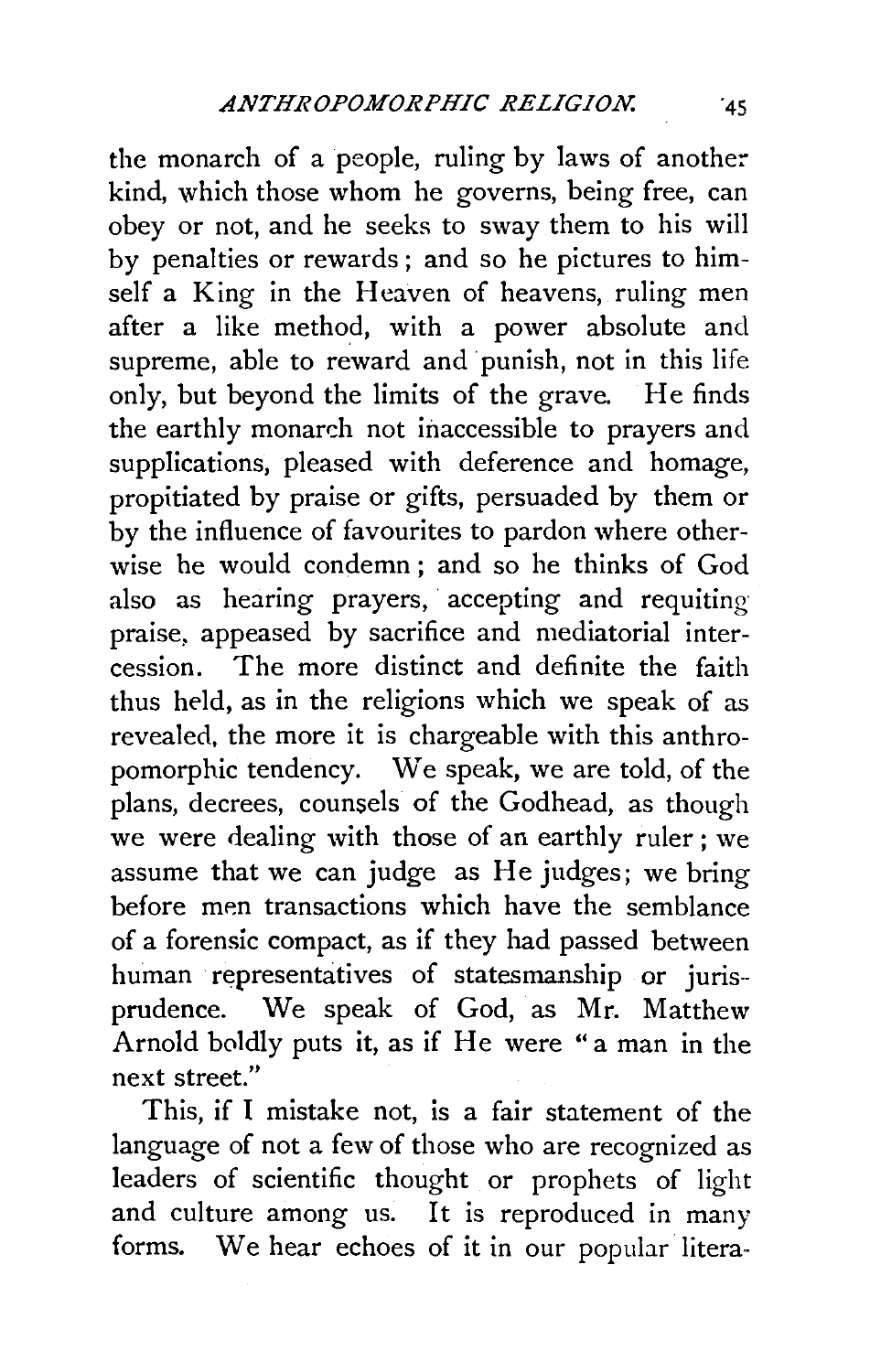the monarch of a people, ruling by laws of another kind, which those whom he governs, being free, can obey or not, and he seeks to sway them to his will by penalties or rewards; and so he pictures to himself a King in the Heaven of heavens, ruling men after a like method, with a power absolute and supreme, able to reward and punish, not in this life only, but beyond the limits of the grave. He finds the earthly monarch not inaccessible to prayers and supplications, pleased with deference and homage, propitiated by praise or gifts, persuaded by them or by the influence of favourites to pardon where otherwise he would condemn; and so he thinks of God also as hearing prayers, accepting and requiting praise, appeased by sacrifice and mediatorial intercession. The more distinct and definite the faith thus held, as in the religions which we speak of as revealed, the more it is chargeable with this anthropomorphic tendency. We speak, we are told, of the plans, decrees, counsels of the Godhead, as though we were dealing with those of an earthly ruler; we assume that we can judge as He judges; we bring before men transactions which have the semblance of a forensic compact, as if they had passed between human representatives of statesmanship or jurisprudence. We speak of God, as Mr. Matthew Arnold boldly puts it, as if He were "a man in the next street."

This, if I mistake not, is a fair statement of the language of not a few of those who are recognized as leaders of scientific thought or prophets of light and culture among us. It is reproduced in many forms. We hear echoes of it in our popular litera-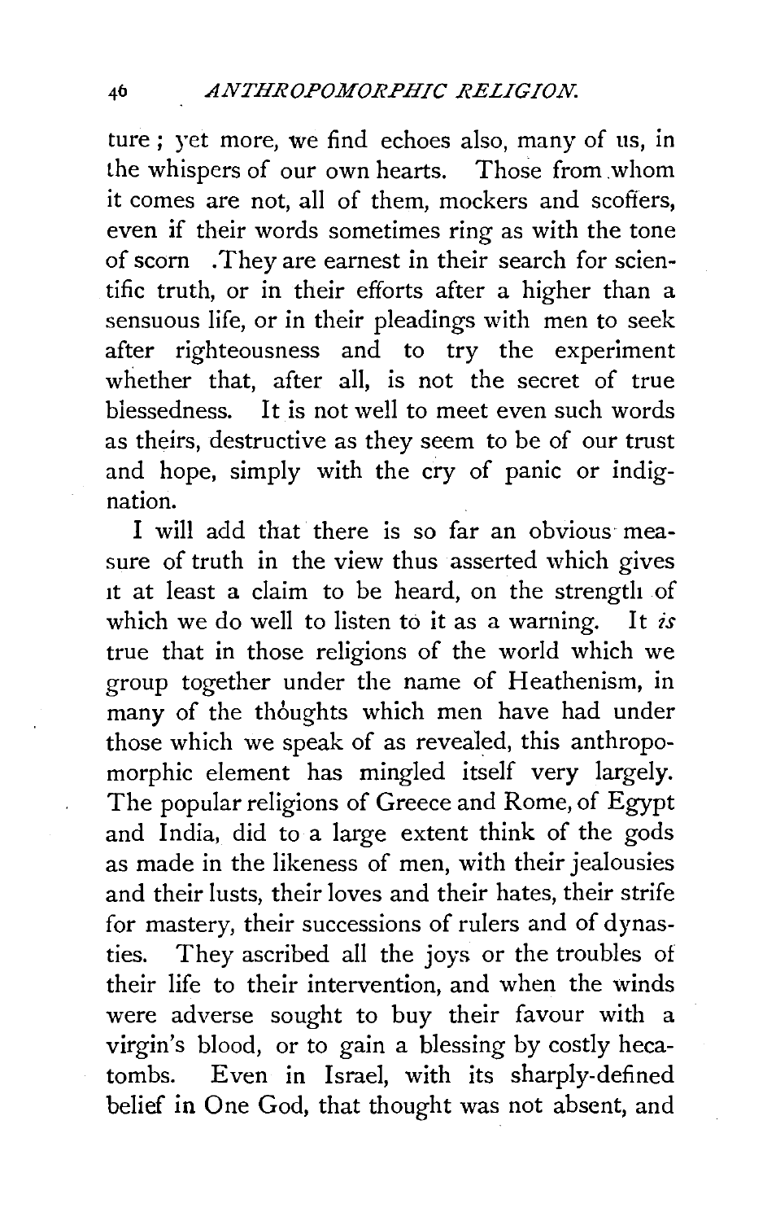ture; yet more, we find echoes also, many of us, in the whispers of our own hearts. Those from whom it comes are not, all of them, mockers and scoffers, even if their words sometimes ring as with the tone of scorn. They are earnest in their search for scientific truth, or in their efforts after a higher than a sensuous life, or in their pleadings with men to seek after righteousness and to try the experiment whether that, after all, is not the secret of true blessedness. It is not well to meet even such words as theirs, destructive as they seem to be of our trust and hope, simply with the cry of panic or indignation.

I will add that there is so far an obvious measure of truth in the view thus asserted which gives it at least a claim to be heard, on the strength of which we do well to listen to it as a warning. It *is* true that in those religions of the world which we group together under the name of Heathenism, in many of the thoughts which men have had under those which we speak of as revealed, this anthropomorphic element has mingled itself very largely. The popular religions of Greece and Rome, of Egypt and India, did to a large extent think of the gods as made in the likeness of men, with their jealousies and their lusts, their loves and their hates, their strife for mastery, their successions of rulers and of dynasties. They ascribed all the joys or the troubles of their life to their intervention, and when the winds were adverse sought to buy their favour with a virgin's blood, or to gain a blessing by costly hecatombs. Even in Israel, with its sharply-defined belief in One God, that thought was not absent, and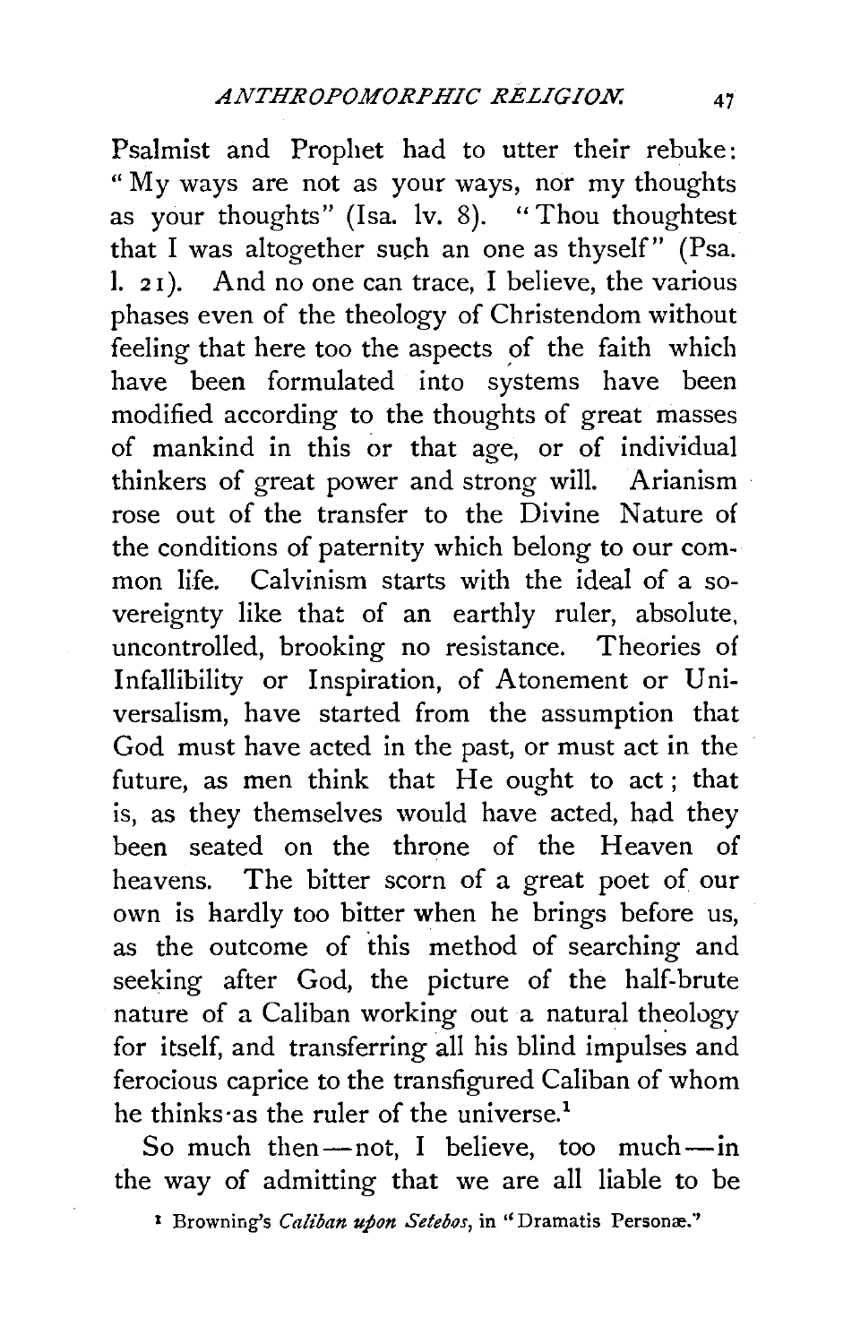Psalmist and Prophet had to utter their rebuke: "My ways are not as your ways, nor my thoughts as your thoughts" (Isa. lv. 8). "Thou thoughtest that I was altogether such an one as thyself" (Psa. l. 21). And no one can trace, I believe, the various phases even of the theology of Christendom without feeling that here too the aspects of the faith which have been formulated into systems have been modified according to the thoughts of great masses of mankind in this or that age, or of individual thinkers of great power and strong will. Arianism rose out of the transfer to the Divine Nature of the conditions of paternity which belong to our common life. Calvinism starts with the ideal of a sovereignty like that of an earthly ruler, absolute, uncontrolled, brooking no resistance. Theories of Infallibility or Inspiration, of Atonement or Universalism, have started from the assumption that God must have acted in the past, or must act in the future, as men think that He ought to act; that is, as they themselves would have acted, had they been seated on the throne of the Heaven of heavens. The bitter scorn of a great poet of our own is hardly too bitter when he brings before us, as the outcome of this method of searching and seeking after God, the picture of the half-brute nature of a Caliban working out a natural theology for itself, and transferring all his blind impulses and ferocious caprice to the transfigured Caliban of whom he thinks as the ruler of the universe.[1]

So much then—not, I believe, too much—in the way of admitting that we are all liable to be

[1] Browning's *Caliban upon Setebos*, in "Dramatis Personæ."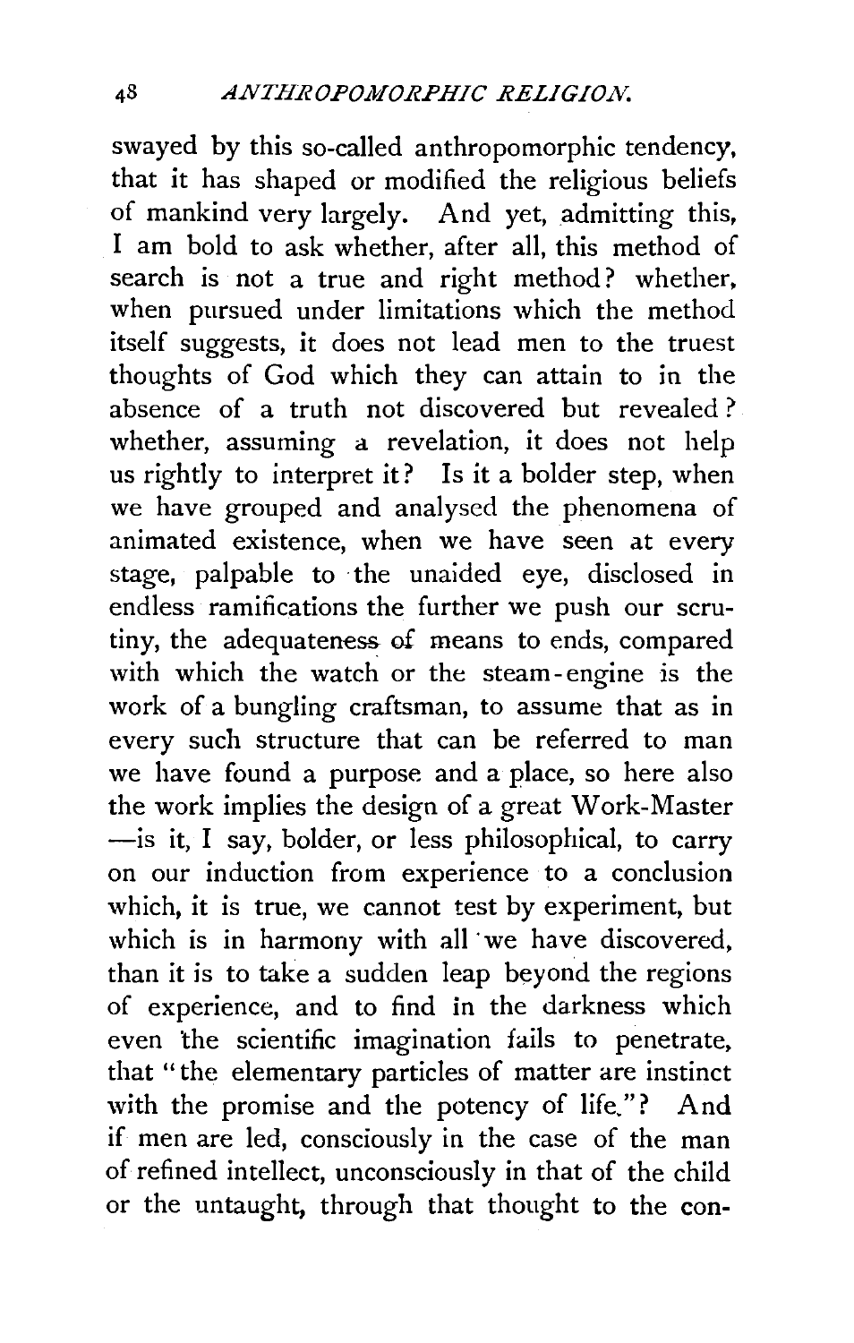swayed by this so-called anthropomorphic tendency, that it has shaped or modified the religious beliefs of mankind very largely. And yet, admitting this, I am bold to ask whether, after all, this method of search is not a true and right method? whether, when pursued under limitations which the method itself suggests, it does not lead men to the truest thoughts of God which they can attain to in the absence of a truth not discovered but revealed? whether, assuming a revelation, it does not help us rightly to interpret it? Is it a bolder step, when we have grouped and analysed the phenomena of animated existence, when we have seen at every stage, palpable to the unaided eye, disclosed in endless ramifications the further we push our scrutiny, the adequateness of means to ends, compared with which the watch or the steam-engine is the work of a bungling craftsman, to assume that as in every such structure that can be referred to man we have found a purpose and a place, so here also the work implies the design of a great Work-Master —is it, I say, bolder, or less philosophical, to carry on our induction from experience to a conclusion which, it is true, we cannot test by experiment, but which is in harmony with all we have discovered, than it is to take a sudden leap beyond the regions of experience, and to find in the darkness which even the scientific imagination fails to penetrate, that "the elementary particles of matter are instinct with the promise and the potency of life."? And if men are led, consciously in the case of the man of refined intellect, unconsciously in that of the child or the untaught, through that thought to the con-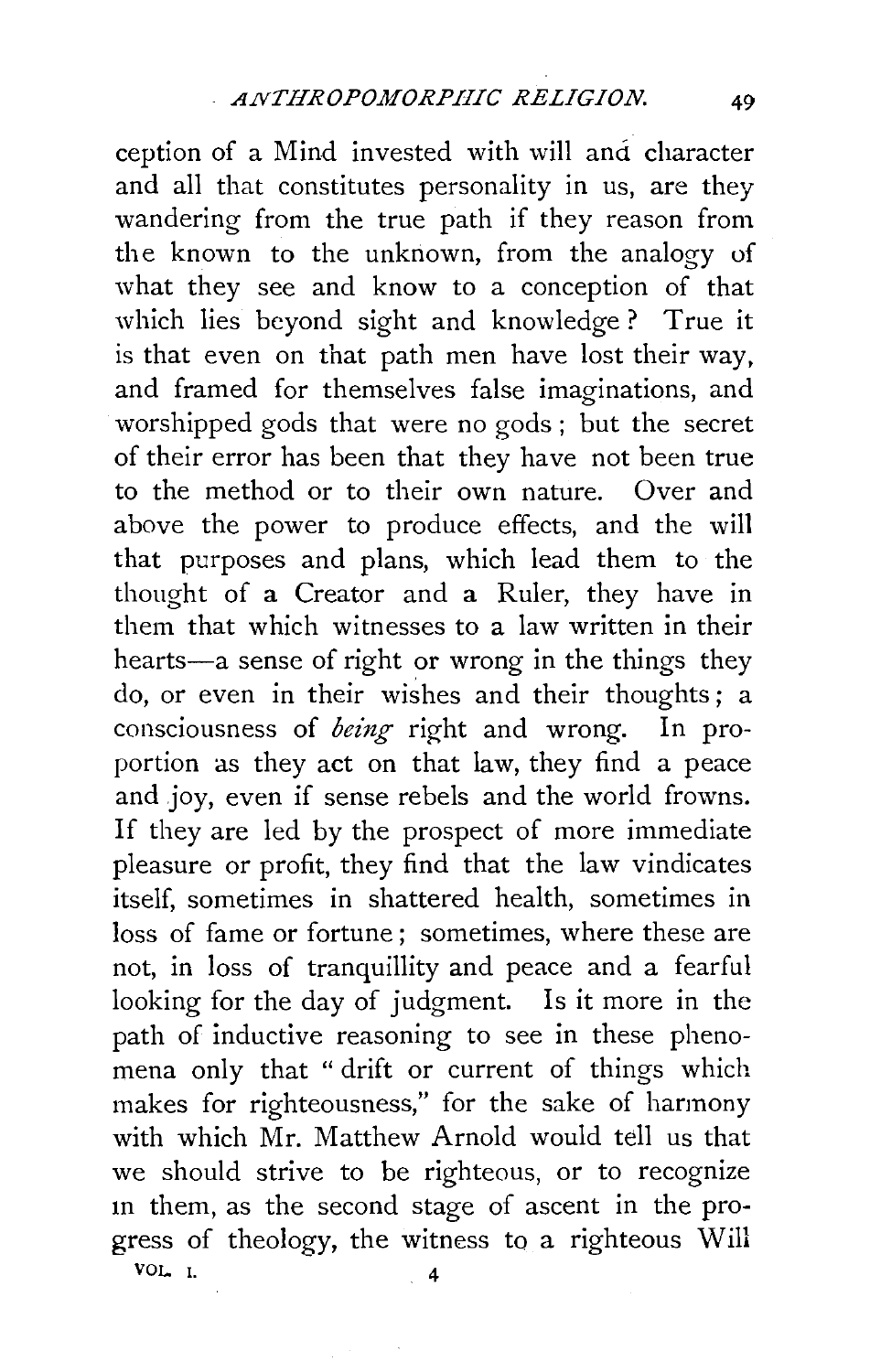ception of a Mind invested with will and character and all that constitutes personality in us, are they wandering from the true path if they reason from the known to the unknown, from the analogy of what they see and know to a conception of that which lies beyond sight and knowledge? True it is that even on that path men have lost their way, and framed for themselves false imaginations, and worshipped gods that were no gods; but the secret of their error has been that they have not been true to the method or to their own nature. Over and above the power to produce effects, and the will that purposes and plans, which lead them to the thought of a Creator and a Ruler, they have in them that which witnesses to a law written in their hearts—a sense of right or wrong in the things they do, or even in their wishes and their thoughts; a consciousness of *being* right and wrong. In proportion as they act on that law, they find a peace and joy, even if sense rebels and the world frowns. If they are led by the prospect of more immediate pleasure or profit, they find that the law vindicates itself, sometimes in shattered health, sometimes in loss of fame or fortune; sometimes, where these are not, in loss of tranquillity and peace and a fearful looking for the day of judgment. Is it more in the path of inductive reasoning to see in these phenomena only that "drift or current of things which makes for righteousness," for the sake of harmony with which Mr. Matthew Arnold would tell us that we should strive to be righteous, or to recognize in them, as the second stage of ascent in the progress of theology, the witness to a righteous Will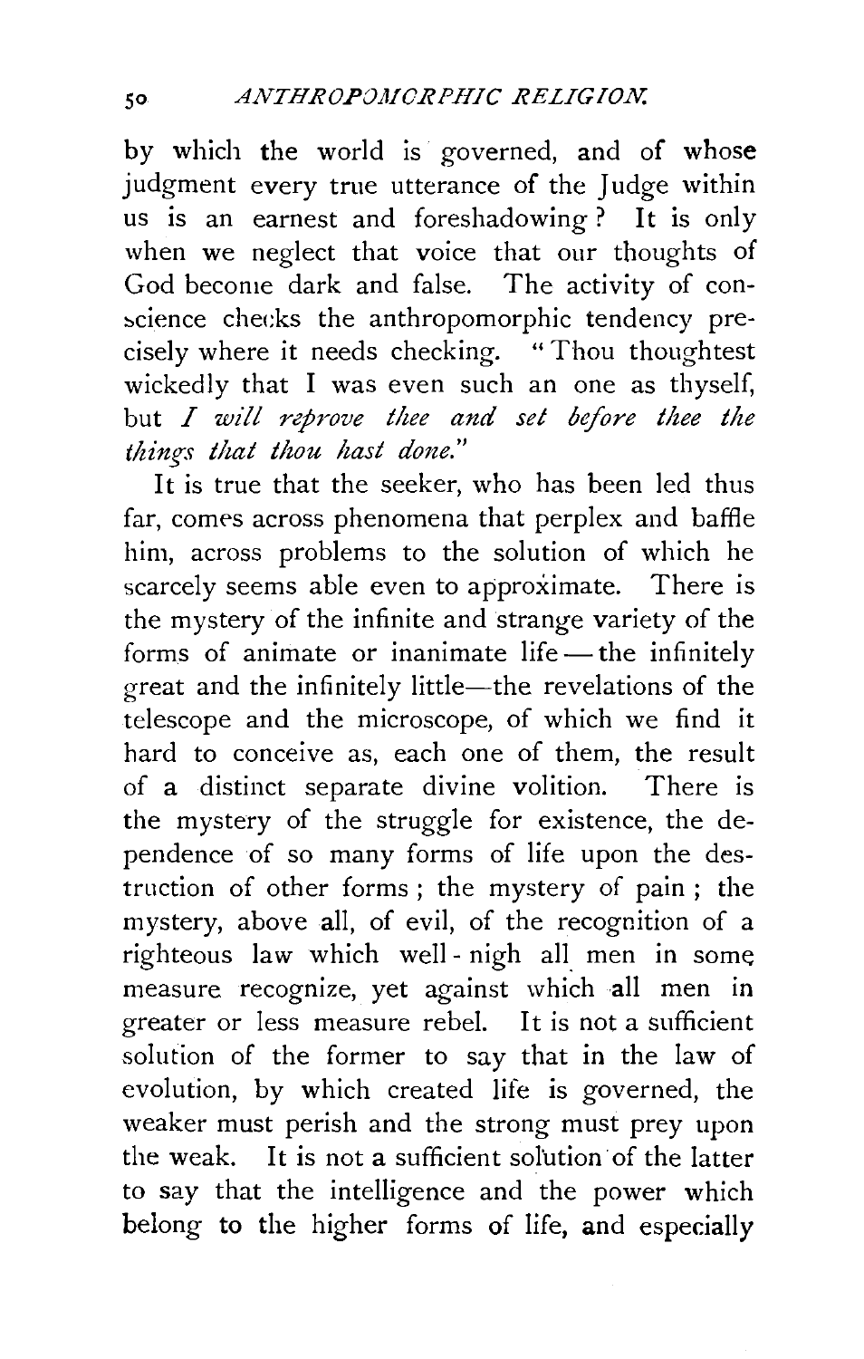by which the world is governed, and of whose judgment every true utterance of the Judge within us is an earnest and foreshadowing? It is only when we neglect that voice that our thoughts of God become dark and false. The activity of conscience checks the anthropomorphic tendency precisely where it needs checking. "Thou thoughtest wickedly that I was even such an one as thyself, but *I will reprove thee and set before thee the things that thou hast done.*"

It is true that the seeker, who has been led thus far, comes across phenomena that perplex and baffle him, across problems to the solution of which he scarcely seems able even to approximate. There is the mystery of the infinite and strange variety of the forms of animate or inanimate life — the infinitely great and the infinitely little—the revelations of the telescope and the microscope, of which we find it hard to conceive as, each one of them, the result of a distinct separate divine volition. There is the mystery of the struggle for existence, the dependence of so many forms of life upon the destruction of other forms; the mystery of pain; the mystery, above all, of evil, of the recognition of a righteous law which well-nigh all men in some measure recognize, yet against which all men in greater or less measure rebel. It is not a sufficient solution of the former to say that in the law of evolution, by which created life is governed, the weaker must perish and the strong must prey upon the weak. It is not a sufficient solution of the latter to say that the intelligence and the power which belong to the higher forms of life, and especially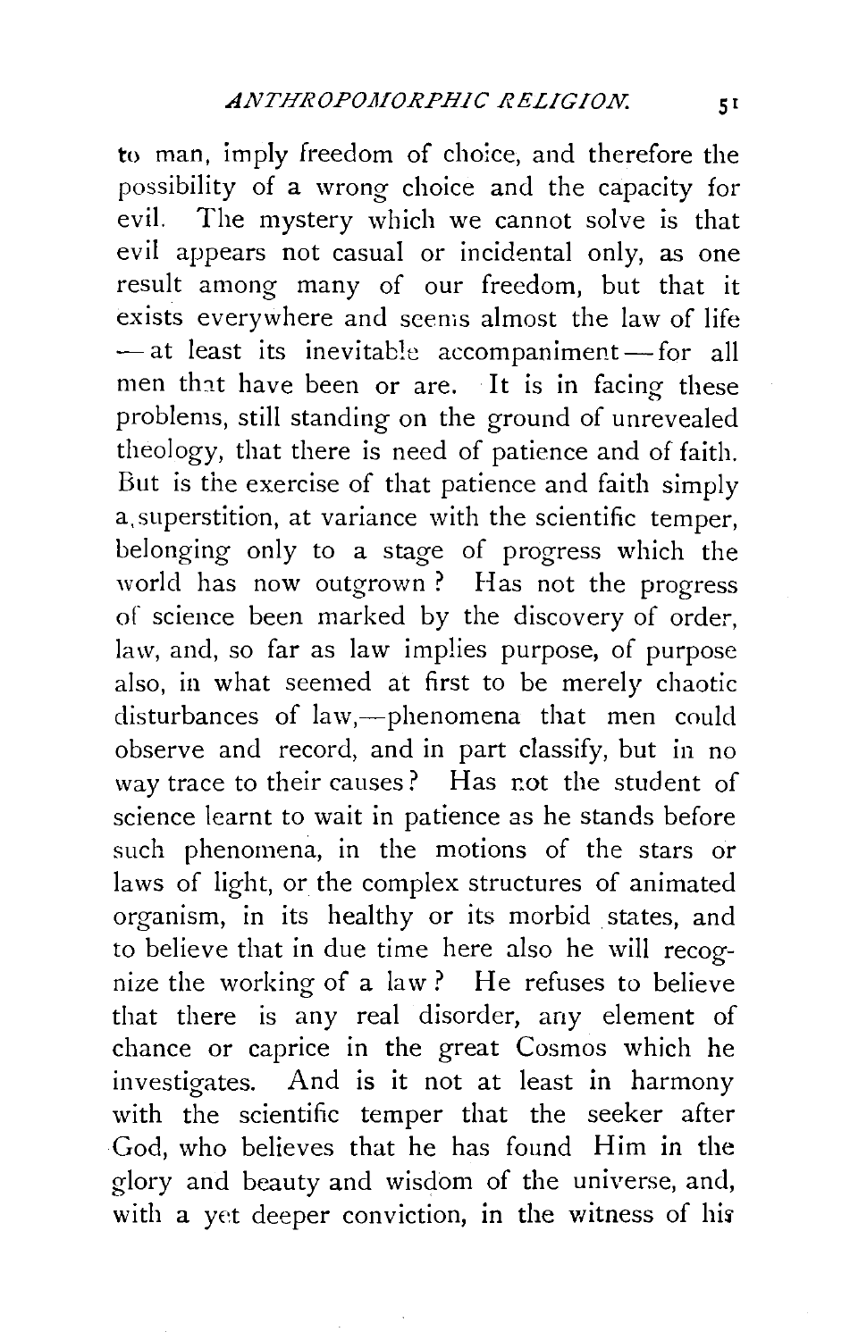to man, imply freedom of choice, and therefore the possibility of a wrong choice and the capacity for evil. The mystery which we cannot solve is that evil appears not casual or incidental only, as one result among many of our freedom, but that it exists everywhere and seems almost the law of life — at least its inevitable accompaniment — for all men that have been or are. It is in facing these problems, still standing on the ground of unrevealed theology, that there is need of patience and of faith. But is the exercise of that patience and faith simply a superstition, at variance with the scientific temper, belonging only to a stage of progress which the world has now outgrown? Has not the progress of science been marked by the discovery of order, law, and, so far as law implies purpose, of purpose also, in what seemed at first to be merely chaotic disturbances of law,—phenomena that men could observe and record, and in part classify, but in no way trace to their causes? Has not the student of science learnt to wait in patience as he stands before such phenomena, in the motions of the stars or laws of light, or the complex structures of animated organism, in its healthy or its morbid states, and to believe that in due time here also he will recognize the working of a law? He refuses to believe that there is any real disorder, any element of chance or caprice in the great Cosmos which he investigates. And is it not at least in harmony with the scientific temper that the seeker after God, who believes that he has found Him in the glory and beauty and wisdom of the universe, and, with a yet deeper conviction, in the witness of his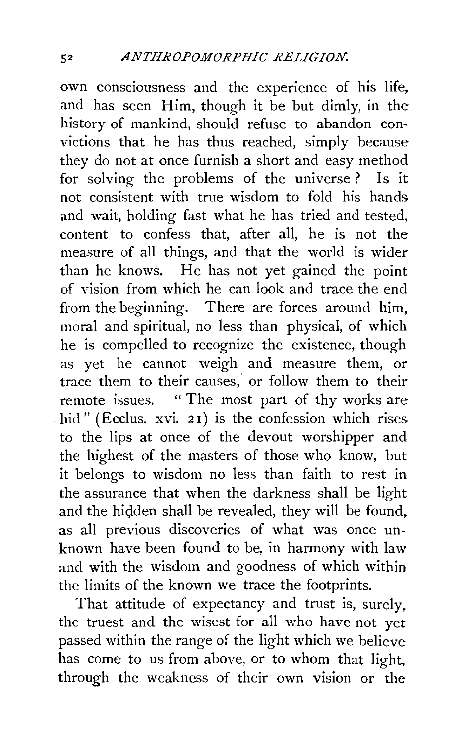own consciousness and the experience of his life, and has seen Him, though it be but dimly, in the history of mankind, should refuse to abandon convictions that he has thus reached, simply because they do not at once furnish a short and easy method for solving the problems of the universe? Is it not consistent with true wisdom to fold his hands and wait, holding fast what he has tried and tested, content to confess that, after all, he is not the measure of all things, and that the world is wider than he knows. He has not yet gained the point of vision from which he can look and trace the end from the beginning. There are forces around him, moral and spiritual, no less than physical, of which he is compelled to recognize the existence, though as yet he cannot weigh and measure them, or trace them to their causes, or follow them to their remote issues. "The most part of thy works are hid" (Ecclus. xvi. 21) is the confession which rises to the lips at once of the devout worshipper and the highest of the masters of those who know, but it belongs to wisdom no less than faith to rest in the assurance that when the darkness shall be light and the hidden shall be revealed, they will be found, as all previous discoveries of what was once unknown have been found to be, in harmony with law and with the wisdom and goodness of which within the limits of the known we trace the footprints.

That attitude of expectancy and trust is, surely, the truest and the wisest for all who have not yet passed within the range of the light which we believe has come to us from above, or to whom that light, through the weakness of their own vision or the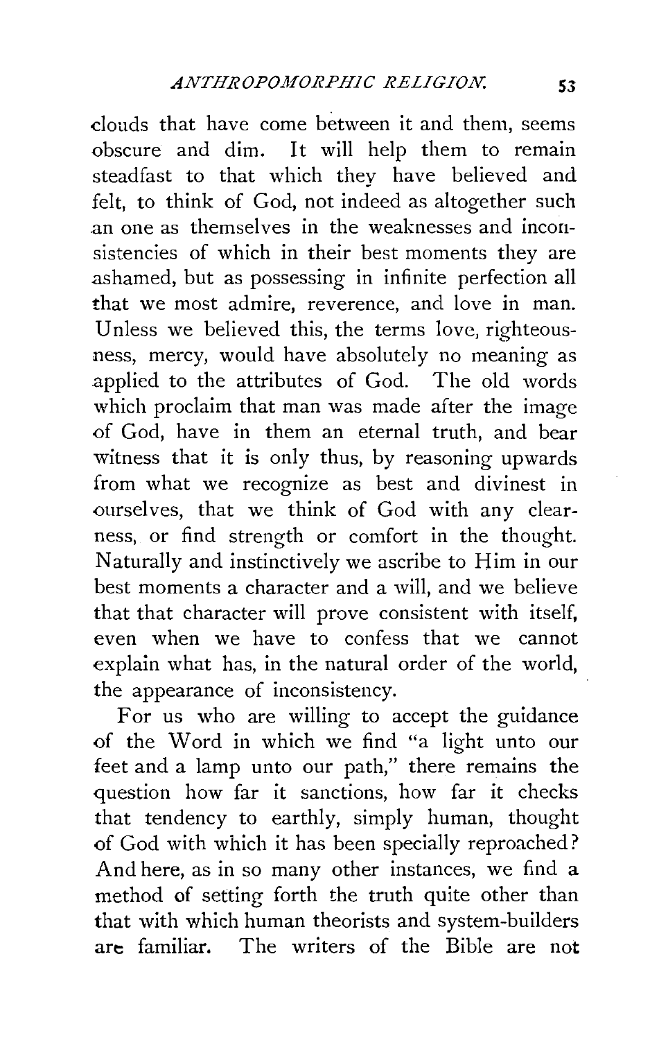clouds that have come between it and them, seems obscure and dim. It will help them to remain steadfast to that which they have believed and felt, to think of God, not indeed as altogether such an one as themselves in the weaknesses and inconsistencies of which in their best moments they are ashamed, but as possessing in infinite perfection all that we most admire, reverence, and love in man. Unless we believed this, the terms love, righteousness, mercy, would have absolutely no meaning as applied to the attributes of God. The old words which proclaim that man was made after the image of God, have in them an eternal truth, and bear witness that it is only thus, by reasoning upwards from what we recognize as best and divinest in ourselves, that we think of God with any clearness, or find strength or comfort in the thought. Naturally and instinctively we ascribe to Him in our best moments a character and a will, and we believe that that character will prove consistent with itself, even when we have to confess that we cannot explain what has, in the natural order of the world, the appearance of inconsistency.

For us who are willing to accept the guidance of the Word in which we find "a light unto our feet and a lamp unto our path," there remains the question how far it sanctions, how far it checks that tendency to earthly, simply human, thought of God with which it has been specially reproached? And here, as in so many other instances, we find a method of setting forth the truth quite other than that with which human theorists and system-builders are familiar. The writers of the Bible are not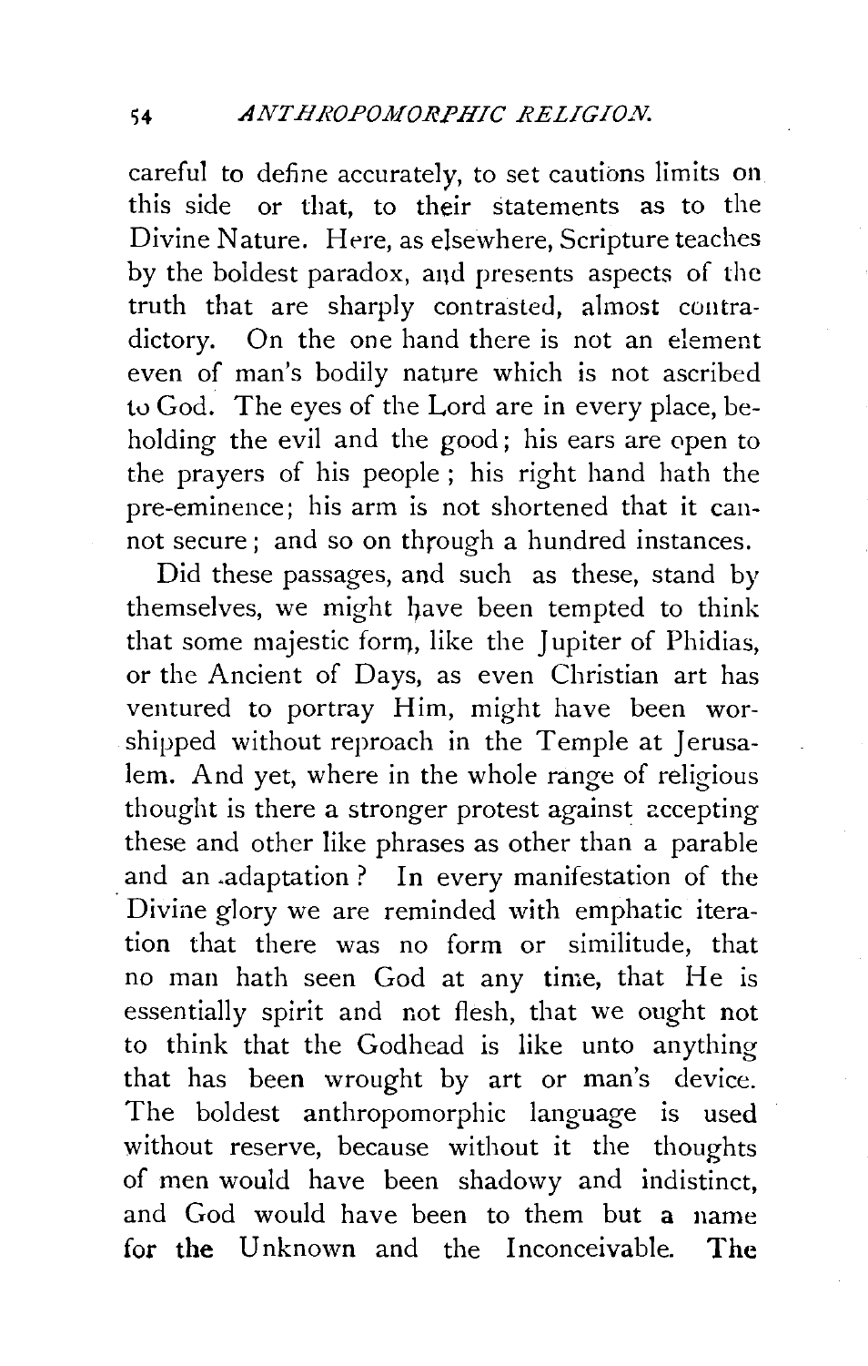careful to define accurately, to set cautions limits on this side or that, to their statements as to the Divine Nature. Here, as elsewhere, Scripture teaches by the boldest paradox, and presents aspects of the truth that are sharply contrasted, almost contradictory. On the one hand there is not an element even of man's bodily nature which is not ascribed to God. The eyes of the Lord are in every place, beholding the evil and the good; his ears are open to the prayers of his people; his right hand hath the pre-eminence; his arm is not shortened that it cannot secure; and so on through a hundred instances.

Did these passages, and such as these, stand by themselves, we might have been tempted to think that some majestic form, like the Jupiter of Phidias, or the Ancient of Days, as even Christian art has ventured to portray Him, might have been worshipped without reproach in the Temple at Jerusalem. And yet, where in the whole range of religious thought is there a stronger protest against accepting these and other like phrases as other than a parable and an adaptation? In every manifestation of the Divine glory we are reminded with emphatic iteration that there was no form or similitude, that no man hath seen God at any time, that He is essentially spirit and not flesh, that we ought not to think that the Godhead is like unto anything that has been wrought by art or man's device. The boldest anthropomorphic language is used without reserve, because without it the thoughts of men would have been shadowy and indistinct, and God would have been to them but a name for the Unknown and the Inconceivable. The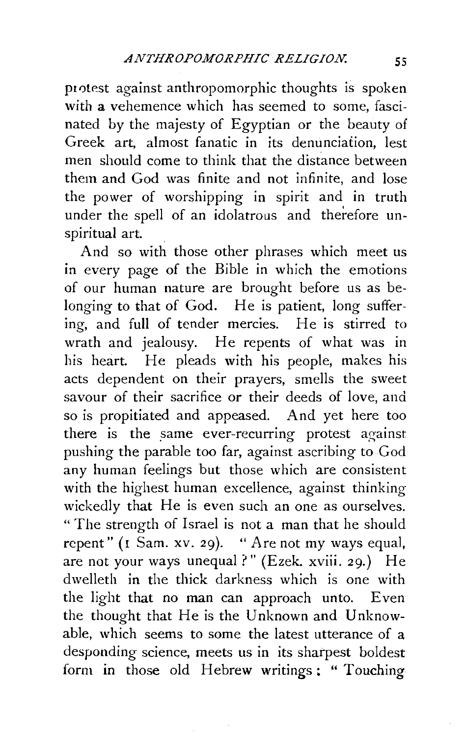protest against anthropomorphic thoughts is spoken with a vehemence which has seemed to some, fascinated by the majesty of Egyptian or the beauty of Greek art, almost fanatic in its denunciation, lest men should come to think that the distance between them and God was finite and not infinite, and lose the power of worshipping in spirit and in truth under the spell of an idolatrous and therefore unspiritual art.

And so with those other phrases which meet us in every page of the Bible in which the emotions of our human nature are brought before us as belonging to that of God. He is patient, long suffering, and full of tender mercies. He is stirred to wrath and jealousy. He repents of what was in his heart. He pleads with his people, makes his acts dependent on their prayers, smells the sweet savour of their sacrifice or their deeds of love, and so is propitiated and appeased. And yet here too there is the same ever-recurring protest against pushing the parable too far, against ascribing to God any human feelings but those which are consistent with the highest human excellence, against thinking wickedly that He is even such an one as ourselves. "The strength of Israel is not a man that he should repent" (1 Sam. xv. 29). "Are not my ways equal, are not your ways unequal?" (Ezek. xviii. 29.) He dwelleth in the thick darkness which is one with the light that no man can approach unto. Even the thought that He is the Unknown and Unknowable, which seems to some the latest utterance of a desponding science, meets us in its sharpest boldest form in those old Hebrew writings: "Touching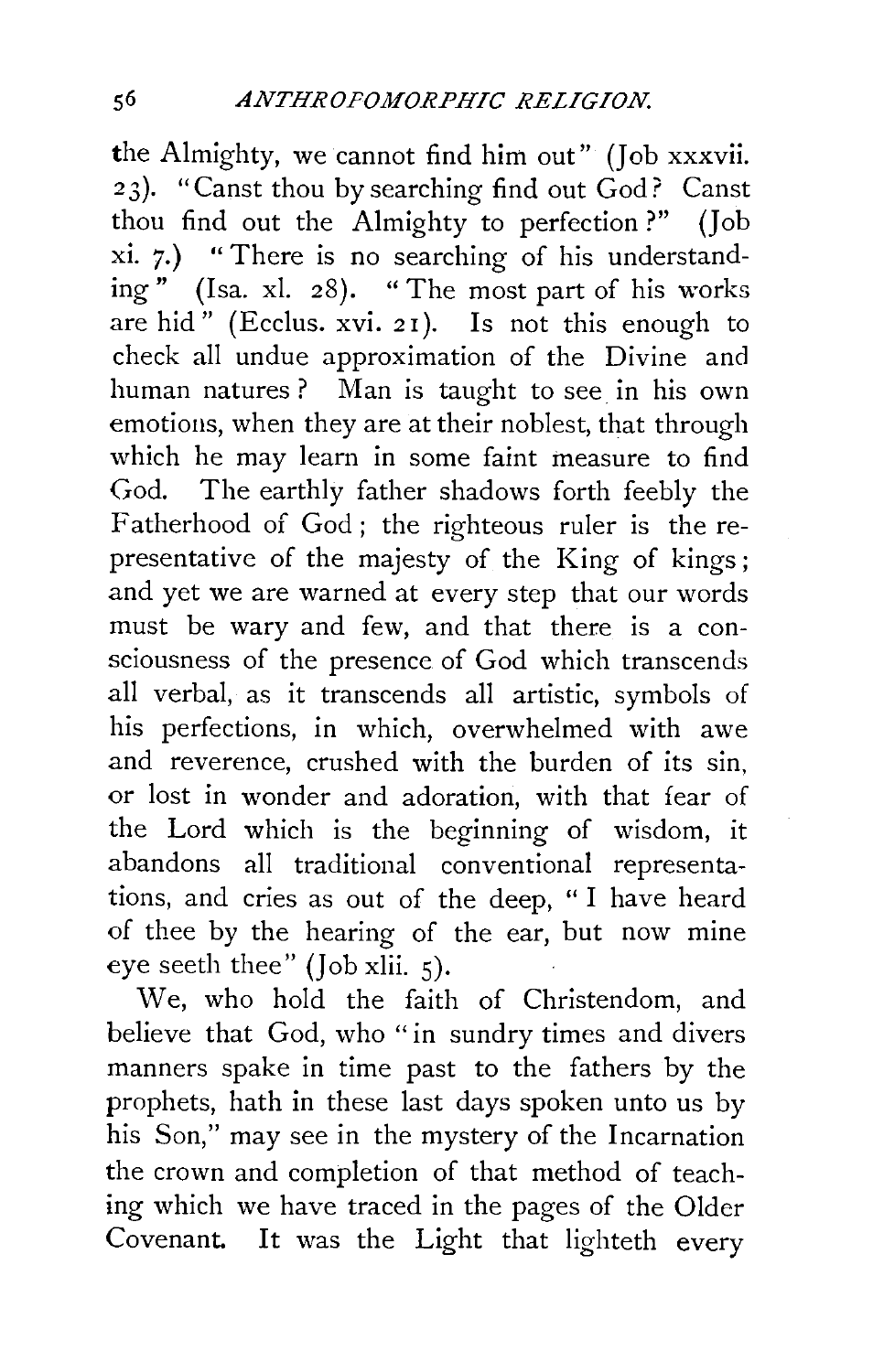the Almighty, we cannot find him out" (Job xxxvii. 23). "Canst thou by searching find out God? Canst thou find out the Almighty to perfection?" (Job xi. 7.) "There is no searching of his understanding" (Isa. xl. 28). "The most part of his works are hid" (Ecclus. xvi. 21). Is not this enough to check all undue approximation of the Divine and human natures? Man is taught to see in his own emotions, when they are at their noblest, that through which he may learn in some faint measure to find God. The earthly father shadows forth feebly the Fatherhood of God; the righteous ruler is the representative of the majesty of the King of kings; and yet we are warned at every step that our words must be wary and few, and that there is a consciousness of the presence of God which transcends all verbal, as it transcends all artistic, symbols of his perfections, in which, overwhelmed with awe and reverence, crushed with the burden of its sin, or lost in wonder and adoration, with that fear of the Lord which is the beginning of wisdom, it abandons all traditional conventional representations, and cries as out of the deep, "I have heard of thee by the hearing of the ear, but now mine eye seeth thee" (Job xlii. 5).

We, who hold the faith of Christendom, and believe that God, who "in sundry times and divers manners spake in time past to the fathers by the prophets, hath in these last days spoken unto us by his Son," may see in the mystery of the Incarnation the crown and completion of that method of teaching which we have traced in the pages of the Older Covenant. It was the Light that lighteth every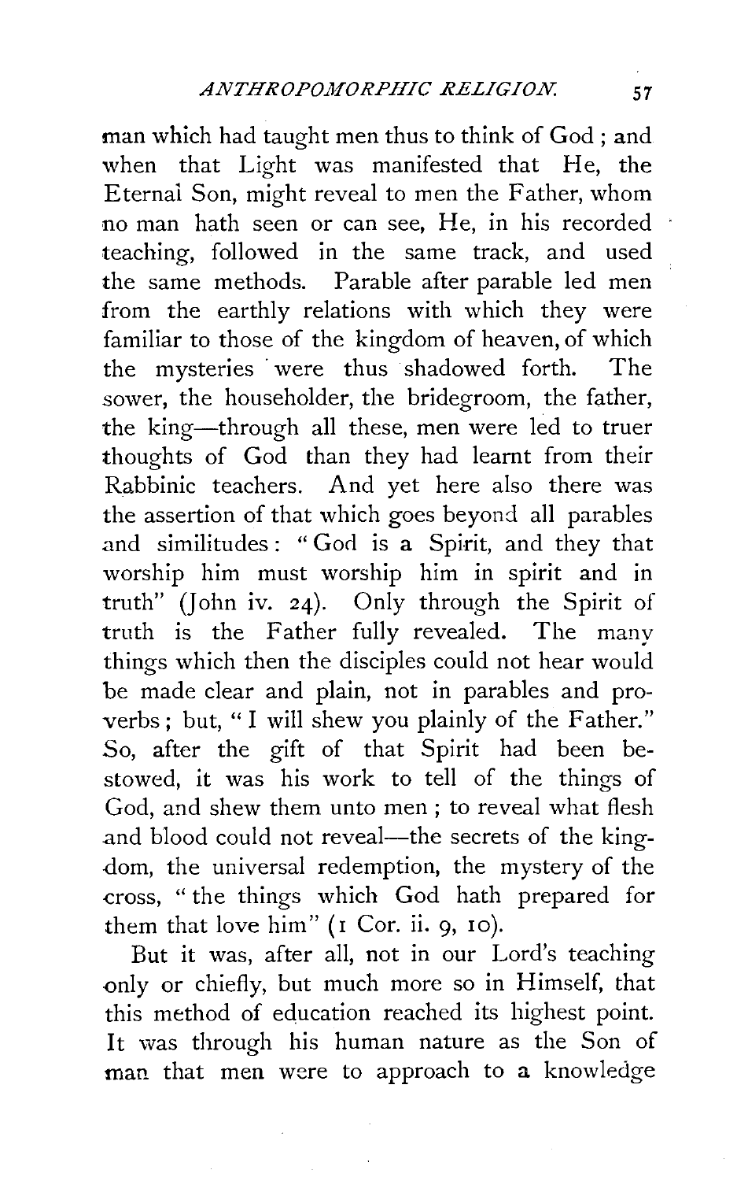man which had taught men thus to think of God ; and when that Light was manifested that He, the Eternal Son, might reveal to men the Father, whom no man hath seen or can see, He, in his recorded teaching, followed in the same track, and used the same methods. Parable after parable led men from the earthly relations with which they were familiar to those of the kingdom of heaven, of which the mysteries were thus shadowed forth. The sower, the householder, the bridegroom, the father, the king—through all these, men were led to truer thoughts of God than they had learnt from their Rabbinic teachers. And yet here also there was the assertion of that which goes beyond all parables and similitudes : "God is a Spirit, and they that worship him must worship him in spirit and in truth" (John iv. 24). Only through the Spirit of truth is the Father fully revealed. The many things which then the disciples could not hear would be made clear and plain, not in parables and proverbs ; but, "I will shew you plainly of the Father." So, after the gift of that Spirit had been bestowed, it was his work to tell of the things of God, and shew them unto men ; to reveal what flesh and blood could not reveal—the secrets of the kingdom, the universal redemption, the mystery of the cross, "the things which God hath prepared for them that love him" (1 Cor. ii. 9, 10).

But it was, after all, not in our Lord's teaching only or chiefly, but much more so in Himself, that this method of education reached its highest point. It was through his human nature as the Son of man that men were to approach to a knowledge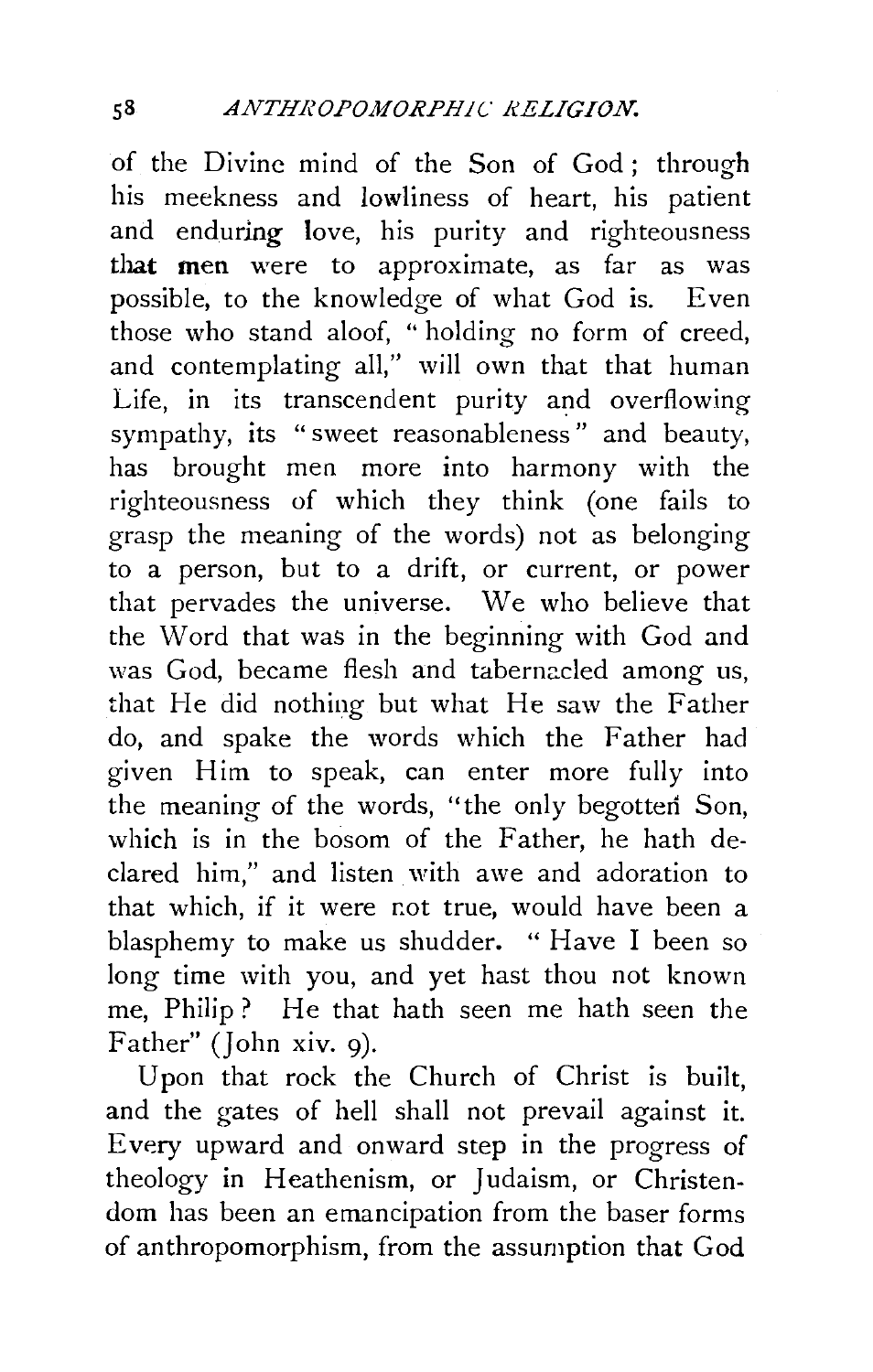of the Divine mind of the Son of God; through his meekness and lowliness of heart, his patient and enduring love, his purity and righteousness that men were to approximate, as far as was possible, to the knowledge of what God is. Even those who stand aloof, "holding no form of creed, and contemplating all," will own that that human Life, in its transcendent purity and overflowing sympathy, its "sweet reasonableness" and beauty, has brought men more into harmony with the righteousness of which they think (one fails to grasp the meaning of the words) not as belonging to a person, but to a drift, or current, or power that pervades the universe. We who believe that the Word that was in the beginning with God and was God, became flesh and tabernacled among us, that He did nothing but what He saw the Father do, and spake the words which the Father had given Him to speak, can enter more fully into the meaning of the words, "the only begotten Son, which is in the bosom of the Father, he hath declared him," and listen with awe and adoration to that which, if it were not true, would have been a blasphemy to make us shudder. "Have I been so long time with you, and yet hast thou not known me, Philip? He that hath seen me hath seen the Father" (John xiv. 9).

Upon that rock the Church of Christ is built, and the gates of hell shall not prevail against it. Every upward and onward step in the progress of theology in Heathenism, or Judaism, or Christendom has been an emancipation from the baser forms of anthropomorphism, from the assumption that God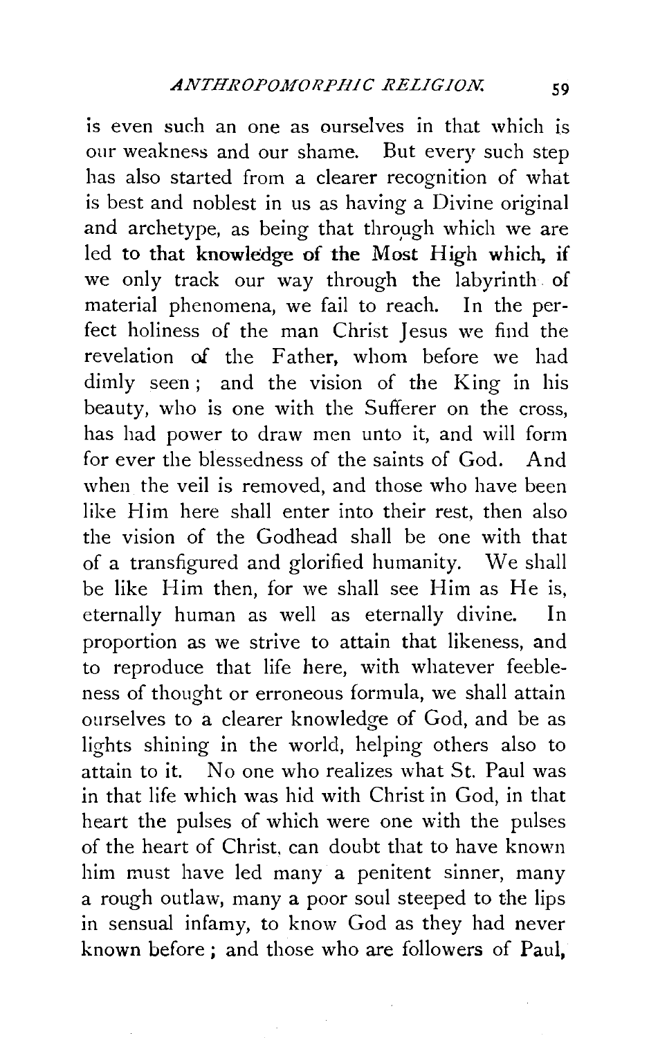is even such an one as ourselves in that which is our weakness and our shame. But every such step has also started from a clearer recognition of what is best and noblest in us as having a Divine original and archetype, as being that through which we are led to that knowledge of the Most High which, if we only track our way through the labyrinth of material phenomena, we fail to reach. In the perfect holiness of the man Christ Jesus we find the revelation of the Father, whom before we had dimly seen; and the vision of the King in his beauty, who is one with the Sufferer on the cross, has had power to draw men unto it, and will form for ever the blessedness of the saints of God. And when the veil is removed, and those who have been like Him here shall enter into their rest, then also the vision of the Godhead shall be one with that of a transfigured and glorified humanity. We shall be like Him then, for we shall see Him as He is, eternally human as well as eternally divine. In proportion as we strive to attain that likeness, and to reproduce that life here, with whatever feebleness of thought or erroneous formula, we shall attain ourselves to a clearer knowledge of God, and be as lights shining in the world, helping others also to attain to it. No one who realizes what St. Paul was in that life which was hid with Christ in God, in that heart the pulses of which were one with the pulses of the heart of Christ, can doubt that to have known him must have led many a penitent sinner, many a rough outlaw, many a poor soul steeped to the lips in sensual infamy, to know God as they had never known before; and those who are followers of Paul,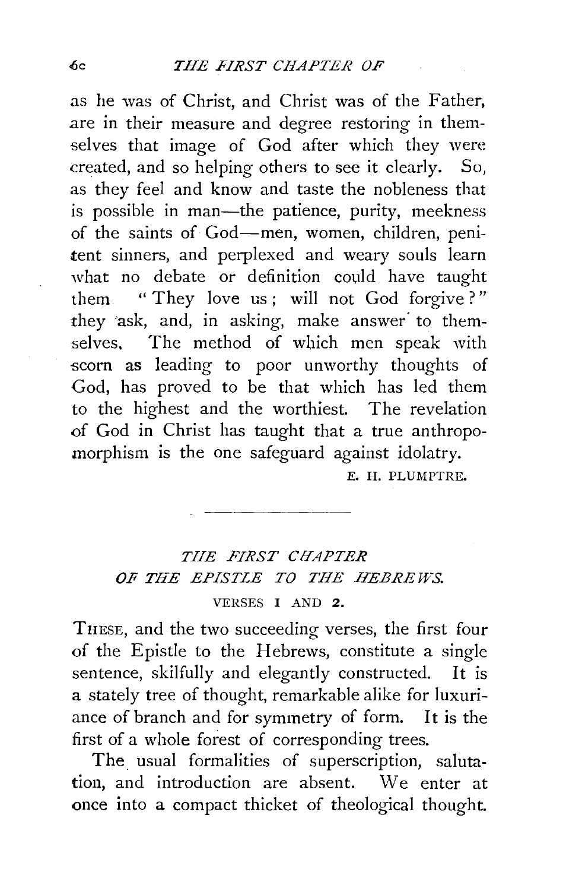as he was of Christ, and Christ was of the Father, are in their measure and degree restoring in themselves that image of God after which they were created, and so helping others to see it clearly. So, as they feel and know and taste the nobleness that is possible in man—the patience, purity, meekness of the saints of God—men, women, children, penitent sinners, and perplexed and weary souls learn what no debate or definition could have taught them "They love us; will not God forgive?" they ask, and, in asking, make answer to themselves. The method of which men speak with scorn as leading to poor unworthy thoughts of God, has proved to be that which has led them to the highest and the worthiest. The revelation of God in Christ has taught that a true anthropomorphism is the one safeguard against idolatry.

E. H. PLUMPTRE.

---

## *THE FIRST CHAPTER OF THE EPISTLE TO THE HEBREWS.*

### VERSES 1 AND 2.

THESE, and the two succeeding verses, the first four of the Epistle to the Hebrews, constitute a single sentence, skilfully and elegantly constructed. It is a stately tree of thought, remarkable alike for luxuriance of branch and for symmetry of form. It is the first of a whole forest of corresponding trees.

The usual formalities of superscription, salutation, and introduction are absent. We enter at once into a compact thicket of theological thought.